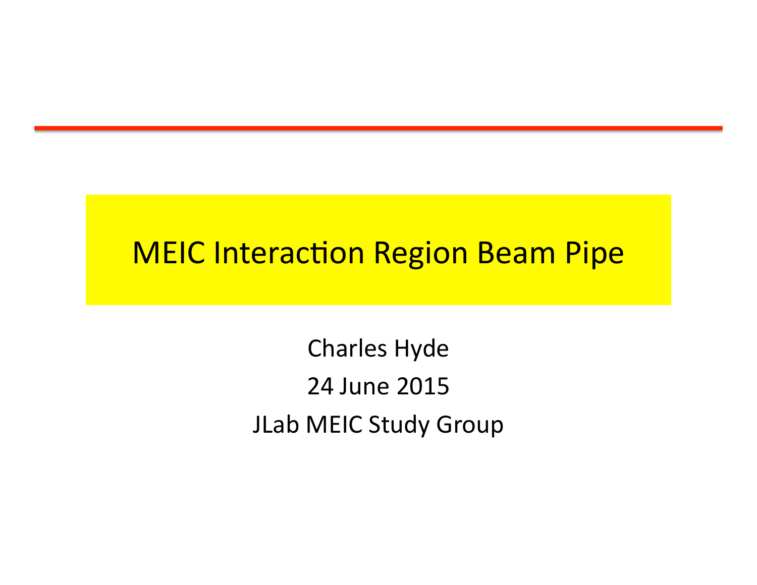# MEIC Interaction Region Beam Pipe

Charles Hyde

24 June 2015

JLab MEIC Study Group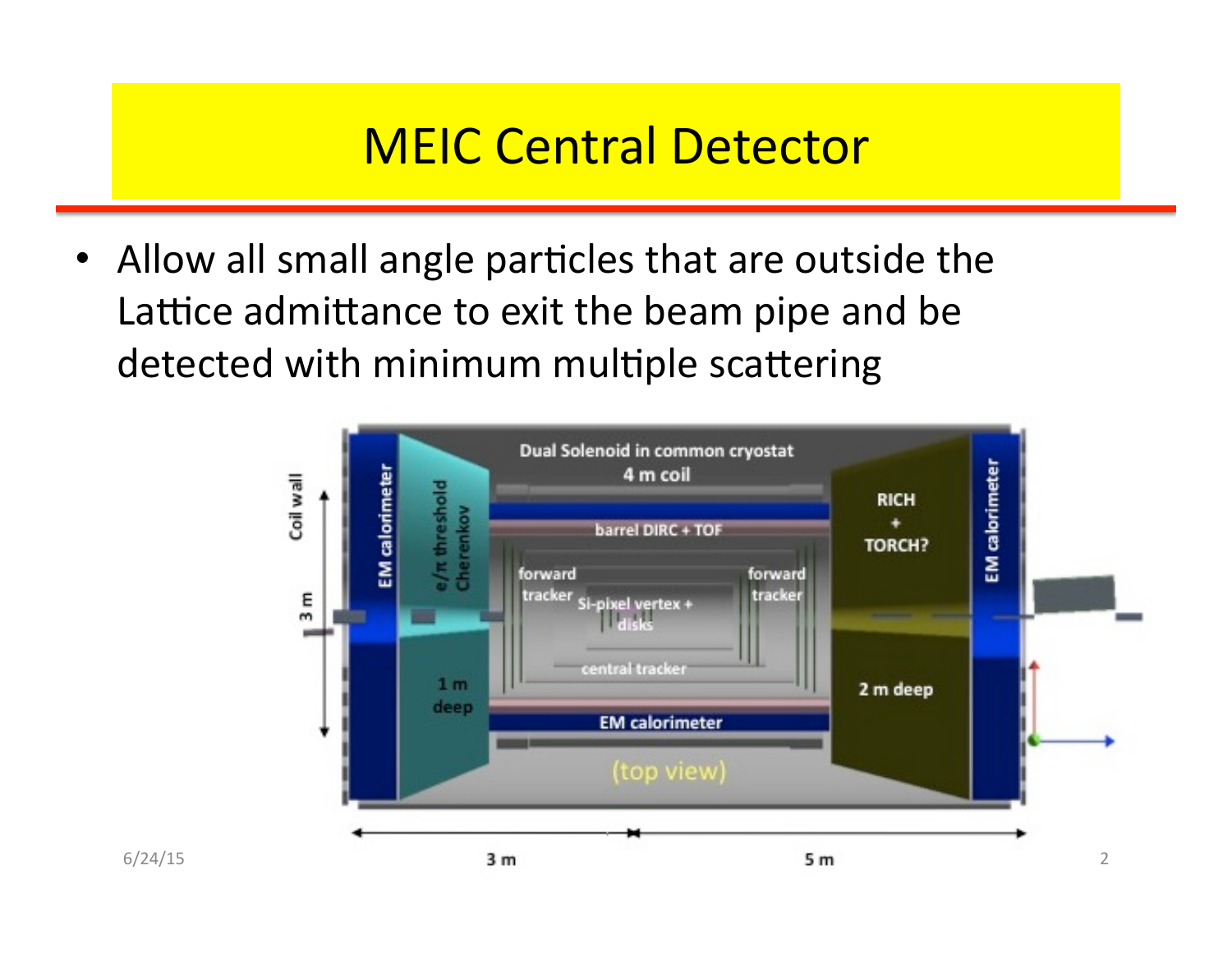# MEIC Central Detector

- Allow all small angle particles that are outside the Lattice admittance to exit the beam pipe and be detected with minimum multiple scattering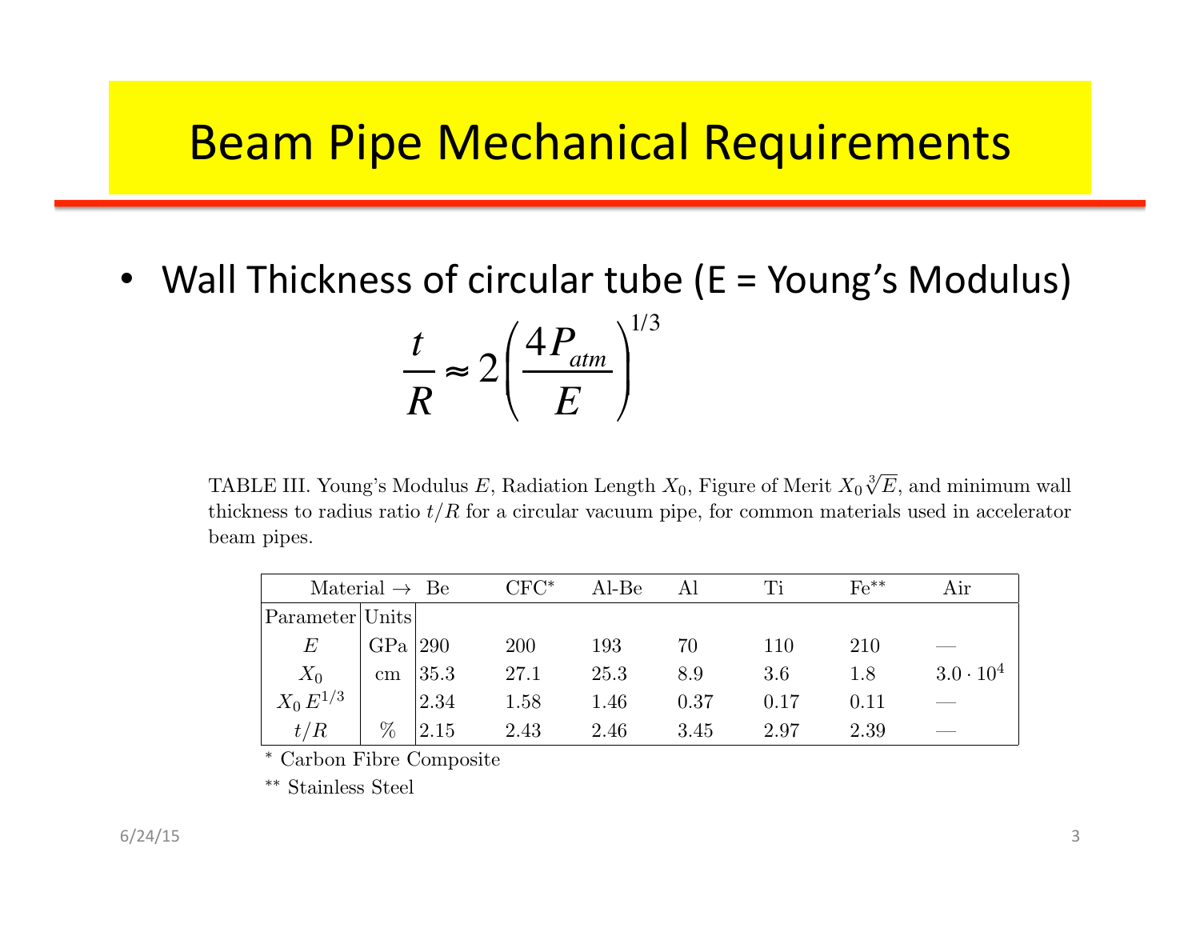# Beam Pipe Mechanical Requirements

- Wall Thickness of circular tube (E = Young's Modulus)

$$\frac{t}{R} \approx 2\left(\frac{4P_{atm}}{E}\right)^{1/3}$$

TABLE III. Young's Modulus $E$, Radiation Length $X_0$, Figure of Merit $X_0\sqrt[3]{E}$, and minimum wall thickness to radius ratio $t/R$ for a circular vacuum pipe, for common materials used in accelerator beam pipes.

| Material → | | Be | CFC* | Al-Be | Al | Ti | Fe** | Air |
|---|---|---|---|---|---|---|---|---|
| Parameter | Units | | | | | | | |
| $E$ | GPa | 290 | 200 | 193 | 70 | 110 | 210 | — |
| $X_0$ | cm | 35.3 | 27.1 | 25.3 | 8.9 | 3.6 | 1.8 | $3.0 \cdot 10^4$ |
| $X_0\,E^{1/3}$ | | 2.34 | 1.58 | 1.46 | 0.37 | 0.17 | 0.11 | — |
| $t/R$ | % | 2.15 | 2.43 | 2.46 | 3.45 | 2.97 | 2.39 | — |

\* Carbon Fibre Composite

\*\* Stainless Steel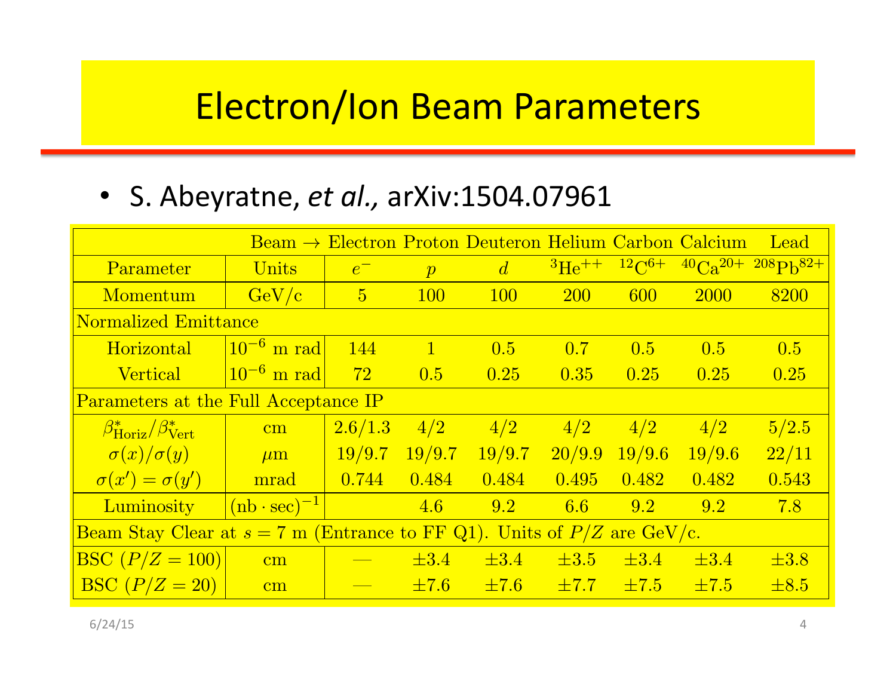# Electron/Ion Beam Parameters

- S. Abeyratne, *et al.,* arXiv:1504.07961

| | Beam → | Electron | Proton | Deuteron | Helium | Carbon | Calcium | Lead |
|---|---|---|---|---|---|---|---|---|
| Parameter | Units | $e^-$ | $p$ | $d$ | $^3\mathrm{He}^{++}$ | $^{12}\mathrm{C}^{6+}$ | $^{40}\mathrm{Ca}^{20+}$ | $^{208}\mathrm{Pb}^{82+}$ |
| Momentum | GeV/c | 5 | 100 | 100 | 200 | 600 | 2000 | 8200 |
| Normalized Emittance | | | | | | | | |
| Horizontal | $10^{-6}$ m rad | 144 | 1 | 0.5 | 0.7 | 0.5 | 0.5 | 0.5 |
| Vertical | $10^{-6}$ m rad | 72 | 0.5 | 0.25 | 0.35 | 0.25 | 0.25 | 0.25 |
| Parameters at the Full Acceptance IP | | | | | | | | |
| $\beta^*_{\mathrm{Horiz}}/\beta^*_{\mathrm{Vert}}$ | cm | 2.6/1.3 | 4/2 | 4/2 | 4/2 | 4/2 | 4/2 | 5/2.5 |
| $\sigma(x)/\sigma(y)$ | $\mu$m | 19/9.7 | 19/9.7 | 19/9.7 | 20/9.9 | 19/9.6 | 19/9.6 | 22/11 |
| $\sigma(x') = \sigma(y')$ | mrad | 0.744 | 0.484 | 0.484 | 0.495 | 0.482 | 0.482 | 0.543 |
| Luminosity | $(\mathrm{nb} \cdot \mathrm{sec})^{-1}$ | | 4.6 | 9.2 | 6.6 | 9.2 | 9.2 | 7.8 |
| Beam Stay Clear at $s = 7$ m (Entrance to FF Q1). Units of $P/Z$ are GeV/c. | | | | | | | | |
| BSC ($P/Z = 100$) | cm | — | ±3.4 | ±3.4 | ±3.5 | ±3.4 | ±3.4 | ±3.8 |
| BSC ($P/Z = 20$) | cm | — | ±7.6 | ±7.6 | ±7.7 | ±7.5 | ±7.5 | ±8.5 |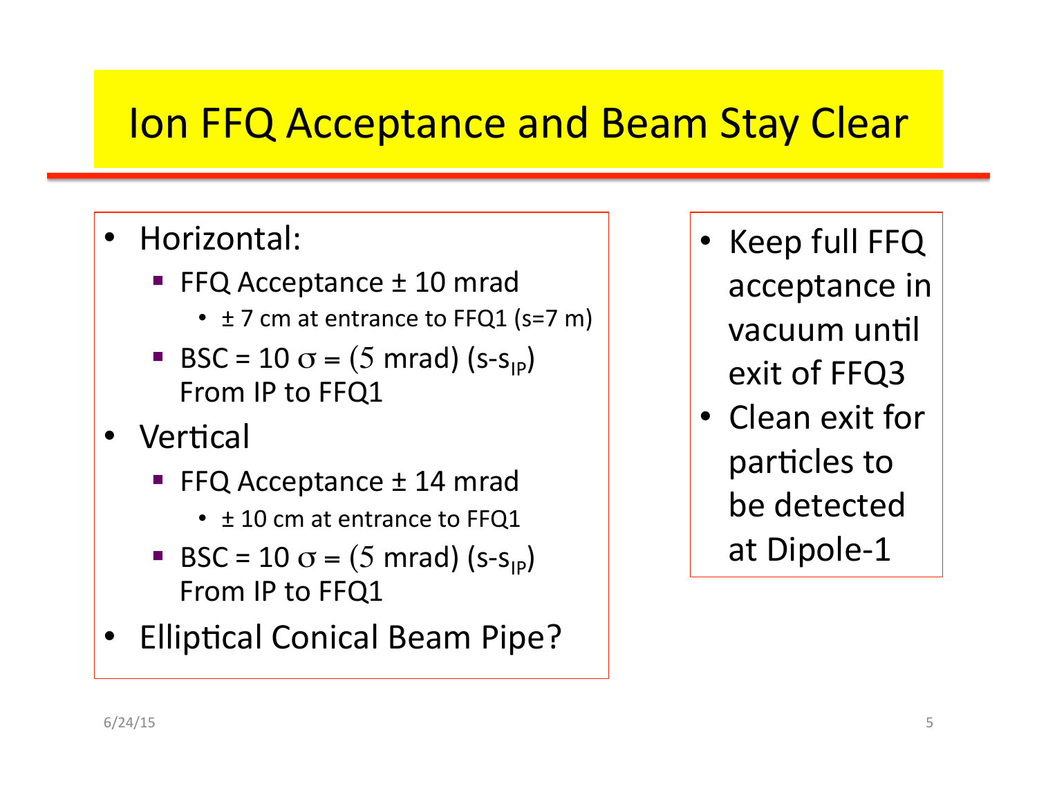# Ion FFQ Acceptance and Beam Stay Clear

- Horizontal:
  - FFQ Acceptance ± 10 mrad
    - ± 7 cm at entrance to FFQ1 (s=7 m)
  - BSC = 10 $\sigma$ = (5 mrad) ($s-s_{IP}$)
    From IP to FFQ1
- Vertical
  - FFQ Acceptance ± 14 mrad
    - ± 10 cm at entrance to FFQ1
  - BSC = 10 $\sigma$ = (5 mrad) ($s-s_{IP}$)
    From IP to FFQ1
- Elliptical Conical Beam Pipe?

- Keep full FFQ acceptance in vacuum until exit of FFQ3
- Clean exit for particles to be detected at Dipole-1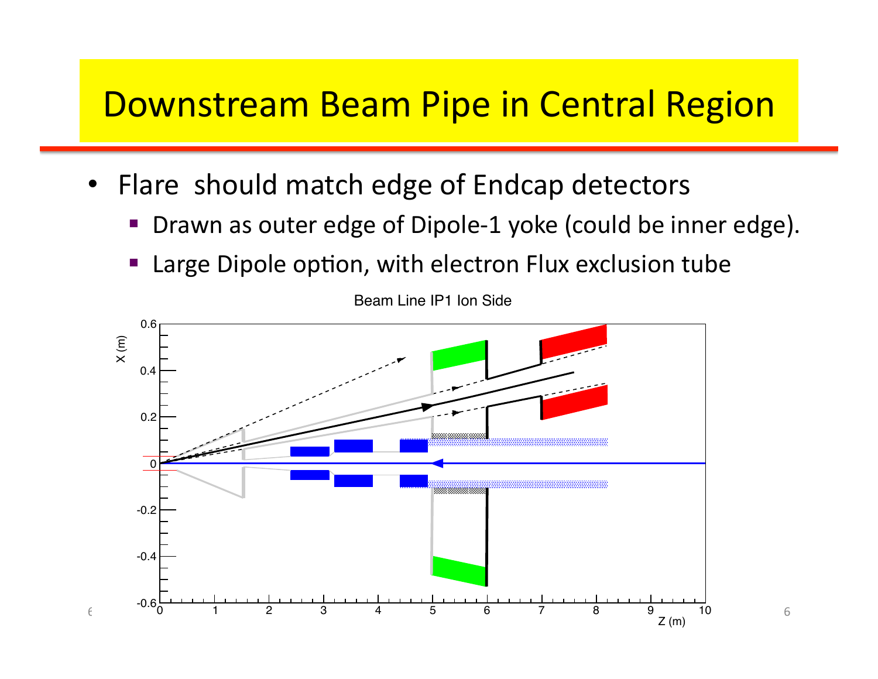# Downstream Beam Pipe in Central Region

- Flare should match edge of Endcap detectors
  - Drawn as outer edge of Dipole-1 yoke (could be inner edge).
  - Large Dipole option, with electron Flux exclusion tube

Beam Line IP1 Ion Side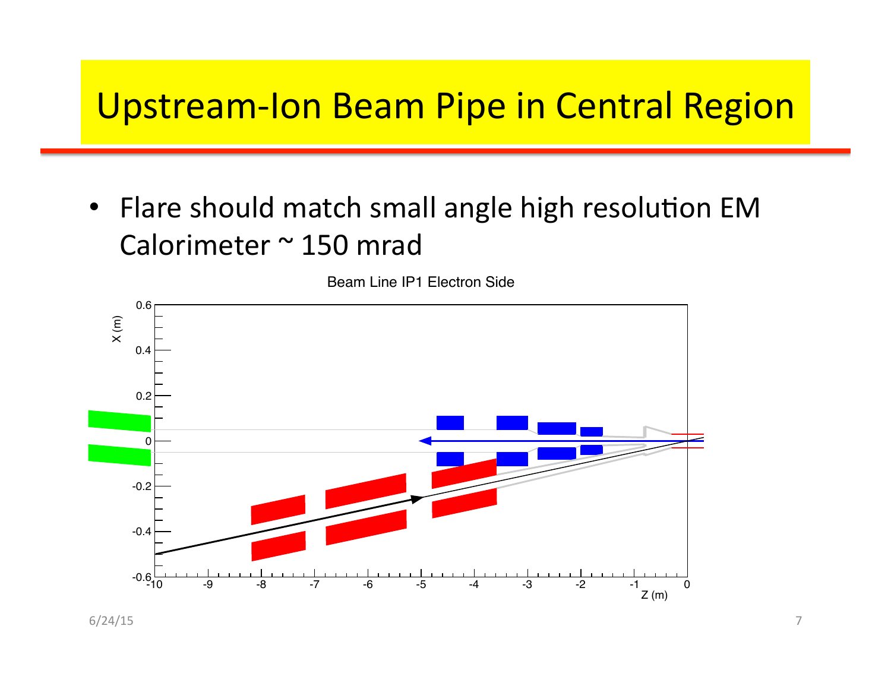# Upstream-Ion Beam Pipe in Central Region

- Flare should match small angle high resolution EM Calorimeter ~ 150 mrad

Beam Line IP1 Electron Side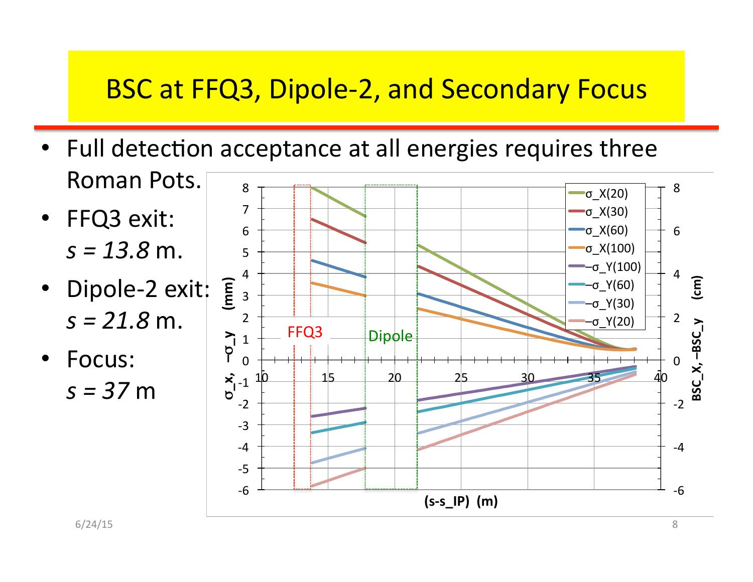# BSC at FFQ3, Dipole-2, and Secondary Focus

- Full detection acceptance at all energies requires three Roman Pots.
- FFQ3 exit: *s = 13.8* m.
- Dipole-2 exit: *s = 21.8* m.
- Focus: *s = 37* m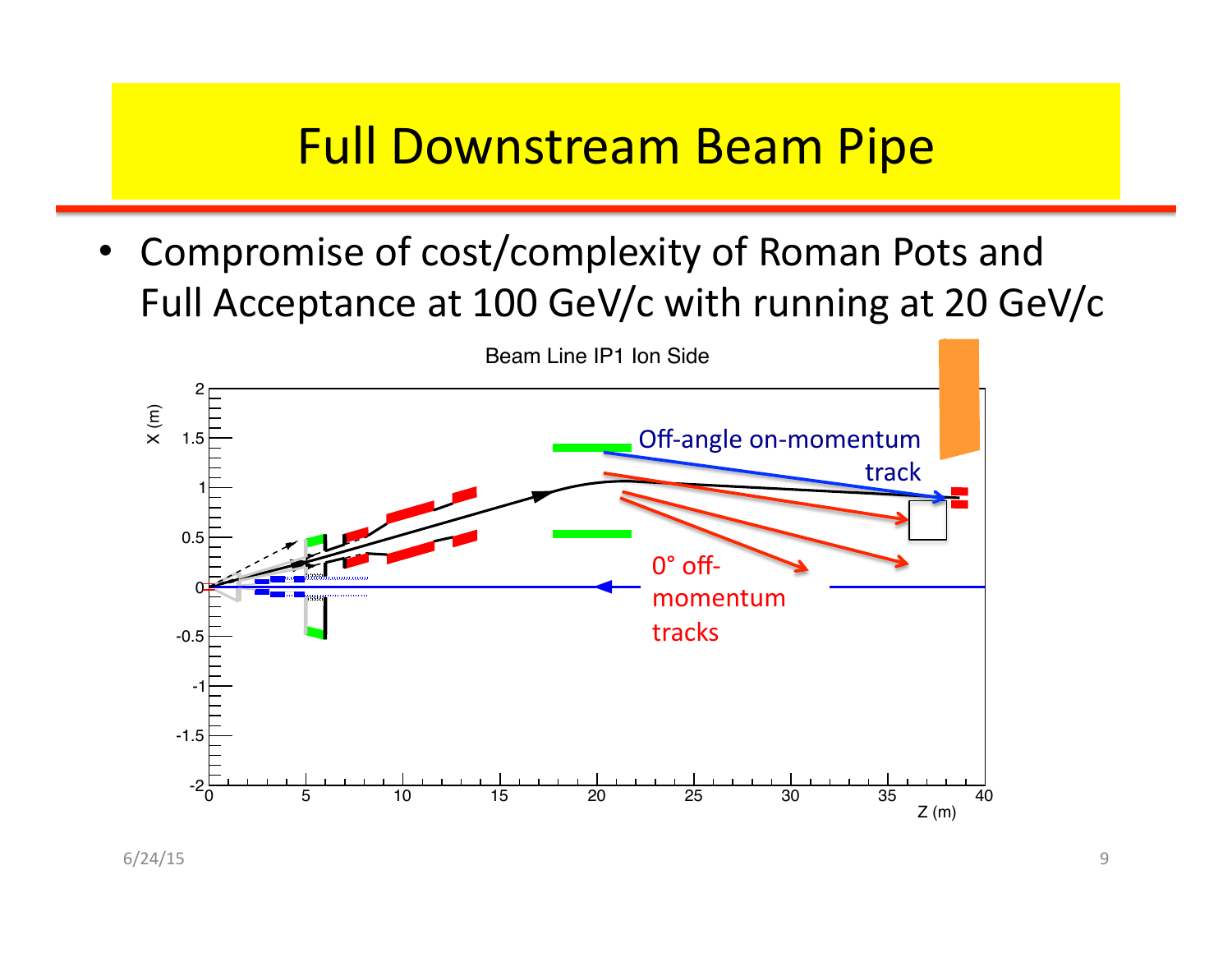# Full Downstream Beam Pipe

- Compromise of cost/complexity of Roman Pots and Full Acceptance at 100 GeV/c with running at 20 GeV/c

Beam Line IP1 Ion Side

Off-angle on-momentum track

0° off-momentum tracks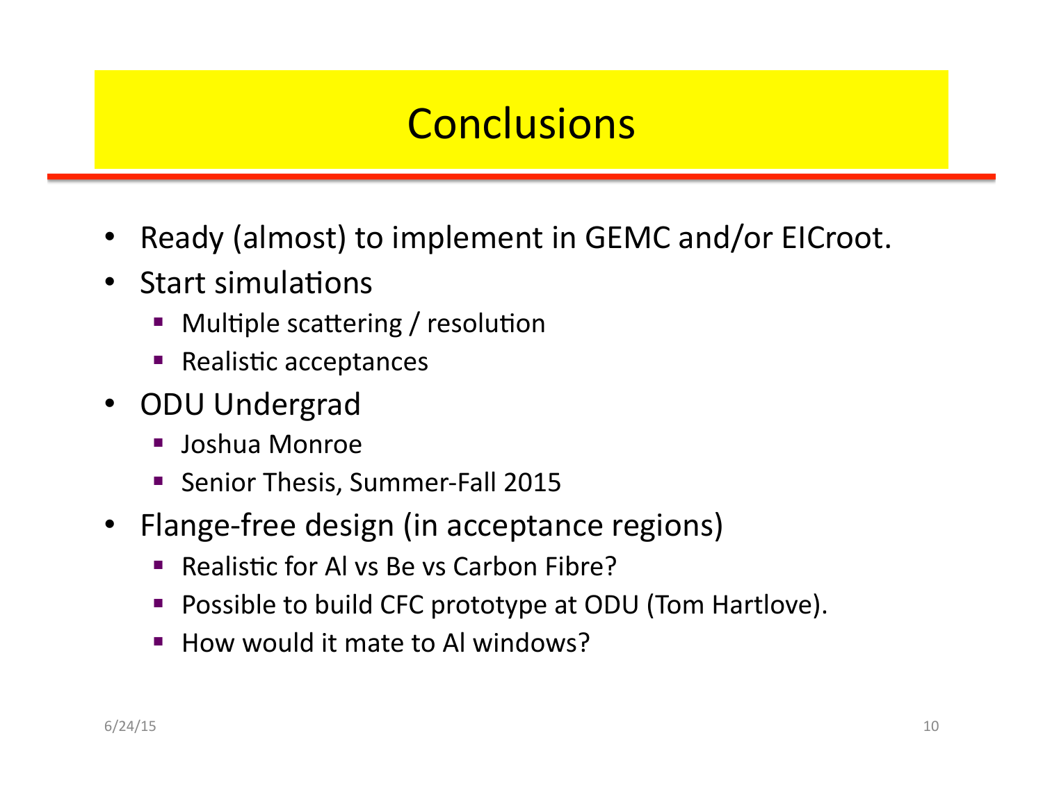# Conclusions

- Ready (almost) to implement in GEMC and/or EICroot.
- Start simulations
  - Multiple scattering / resolution
  - Realistic acceptances
- ODU Undergrad
  - Joshua Monroe
  - Senior Thesis, Summer-Fall 2015
- Flange-free design (in acceptance regions)
  - Realistic for Al vs Be vs Carbon Fibre?
  - Possible to build CFC prototype at ODU (Tom Hartlove).
  - How would it mate to Al windows?